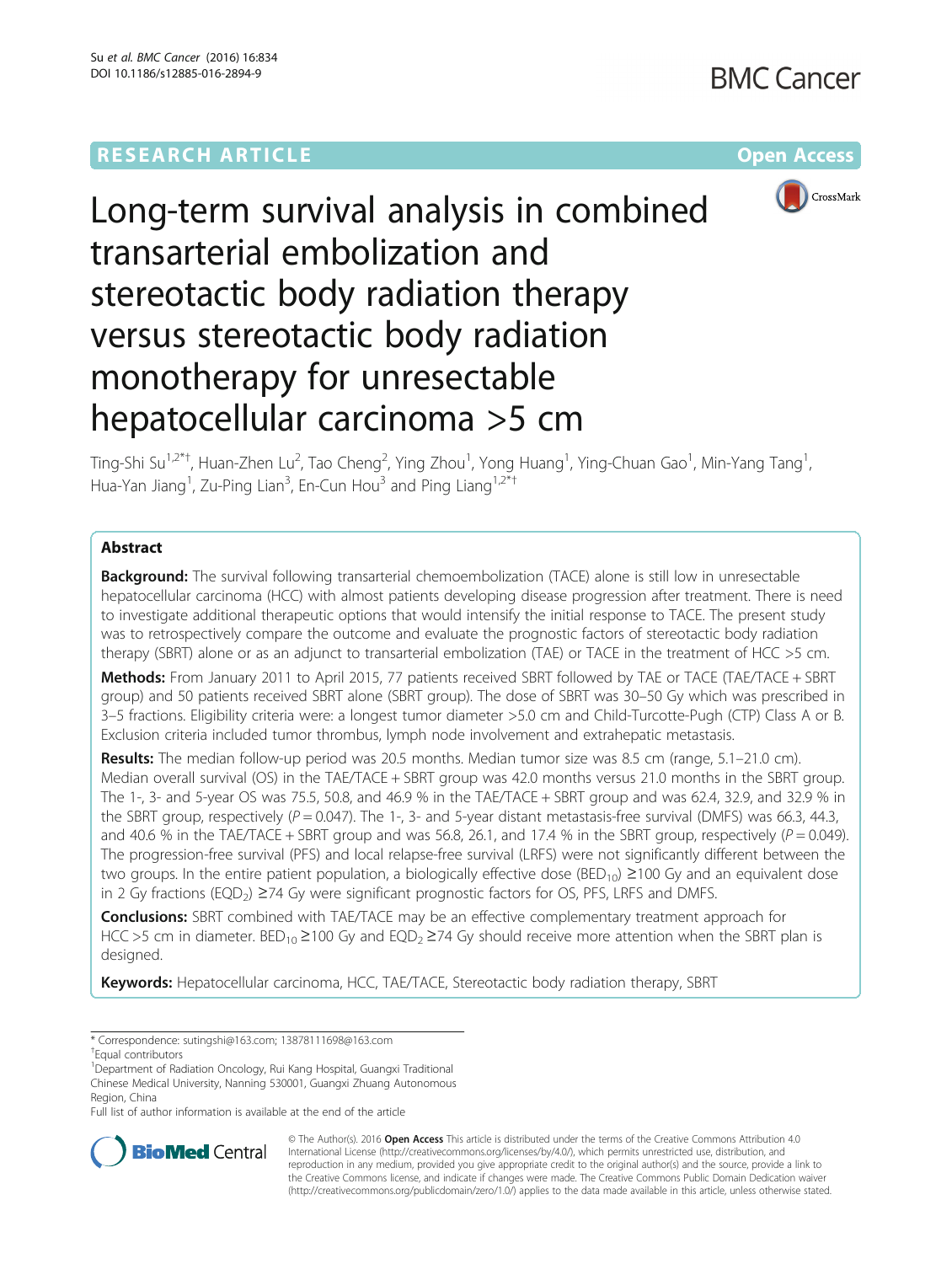RESEARCH ARTICLE

Open Access

# Long-term survival analysis in combined transarterial embolization and stereotactic body radiation therapy versus stereotactic body radiation monotherapy for unresectable hepatocellular carcinoma >5 cm

Ting-Shi Su[1,2*†], Huan-Zhen Lu[2], Tao Cheng[2], Ying Zhou[1], Yong Huang[1], Ying-Chuan Gao[1], Min-Yang Tang[1], Hua-Yan Jiang[1], Zu-Ping Lian[3], En-Cun Hou[3] and Ping Liang[1,2*†]

## Abstract

**Background:** The survival following transarterial chemoembolization (TACE) alone is still low in unresectable hepatocellular carcinoma (HCC) with almost patients developing disease progression after treatment. There is need to investigate additional therapeutic options that would intensify the initial response to TACE. The present study was to retrospectively compare the outcome and evaluate the prognostic factors of stereotactic body radiation therapy (SBRT) alone or as an adjunct to transarterial embolization (TAE) or TACE in the treatment of HCC >5 cm.

**Methods:** From January 2011 to April 2015, 77 patients received SBRT followed by TAE or TACE (TAE/TACE + SBRT group) and 50 patients received SBRT alone (SBRT group). The dose of SBRT was 30–50 Gy which was prescribed in 3–5 fractions. Eligibility criteria were: a longest tumor diameter >5.0 cm and Child-Turcotte-Pugh (CTP) Class A or B. Exclusion criteria included tumor thrombus, lymph node involvement and extrahepatic metastasis.

**Results:** The median follow-up period was 20.5 months. Median tumor size was 8.5 cm (range, 5.1–21.0 cm). Median overall survival (OS) in the TAE/TACE + SBRT group was 42.0 months versus 21.0 months in the SBRT group. The 1-, 3- and 5-year OS was 75.5, 50.8, and 46.9 % in the TAE/TACE + SBRT group and was 62.4, 32.9, and 32.9 % in the SBRT group, respectively ($P = 0.047$). The 1-, 3- and 5-year distant metastasis-free survival (DMFS) was 66.3, 44.3, and 40.6 % in the TAE/TACE + SBRT group and was 56.8, 26.1, and 17.4 % in the SBRT group, respectively ($P = 0.049$). The progression-free survival (PFS) and local relapse-free survival (LRFS) were not significantly different between the two groups. In the entire patient population, a biologically effective dose ($BED_{10}$) ≥100 Gy and an equivalent dose in 2 Gy fractions ($EQD_2$) ≥74 Gy were significant prognostic factors for OS, PFS, LRFS and DMFS.

**Conclusions:** SBRT combined with TAE/TACE may be an effective complementary treatment approach for HCC >5 cm in diameter. $BED_{10}$ ≥100 Gy and $EQD_2$ ≥74 Gy should receive more attention when the SBRT plan is designed.

**Keywords:** Hepatocellular carcinoma, HCC, TAE/TACE, Stereotactic body radiation therapy, SBRT

\* Correspondence: sutingshi@163.com; 13878111698@163.com
†Equal contributors
[1]Department of Radiation Oncology, Rui Kang Hospital, Guangxi Traditional Chinese Medical University, Nanning 530001, Guangxi Zhuang Autonomous Region, China
Full list of author information is available at the end of the article

© The Author(s). 2016 **Open Access** This article is distributed under the terms of the Creative Commons Attribution 4.0 International License (http://creativecommons.org/licenses/by/4.0/), which permits unrestricted use, distribution, and reproduction in any medium, provided you give appropriate credit to the original author(s) and the source, provide a link to the Creative Commons license, and indicate if changes were made. The Creative Commons Public Domain Dedication waiver (http://creativecommons.org/publicdomain/zero/1.0/) applies to the data made available in this article, unless otherwise stated.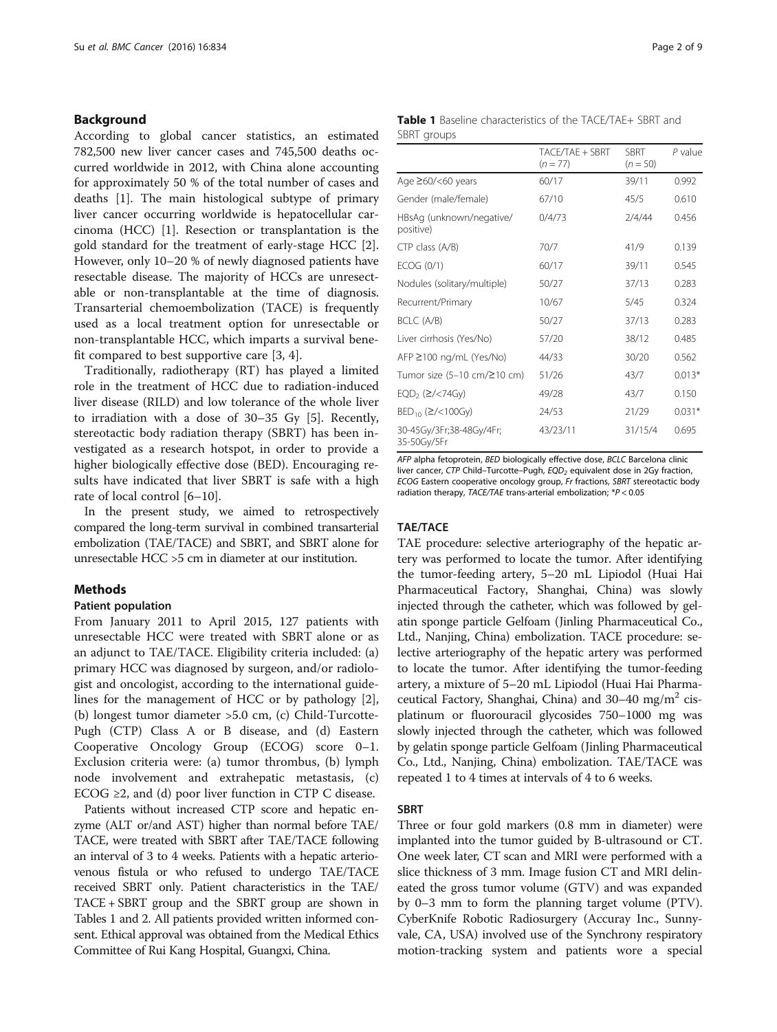## Background

According to global cancer statistics, an estimated 782,500 new liver cancer cases and 745,500 deaths occurred worldwide in 2012, with China alone accounting for approximately 50 % of the total number of cases and deaths [1]. The main histological subtype of primary liver cancer occurring worldwide is hepatocellular carcinoma (HCC) [1]. Resection or transplantation is the gold standard for the treatment of early-stage HCC [2]. However, only 10–20 % of newly diagnosed patients have resectable disease. The majority of HCCs are unresectable or non-transplantable at the time of diagnosis. Transarterial chemoembolization (TACE) is frequently used as a local treatment option for unresectable or non-transplantable HCC, which imparts a survival benefit compared to best supportive care [3, 4].

Traditionally, radiotherapy (RT) has played a limited role in the treatment of HCC due to radiation-induced liver disease (RILD) and low tolerance of the whole liver to irradiation with a dose of 30–35 Gy [5]. Recently, stereotactic body radiation therapy (SBRT) has been investigated as a research hotspot, in order to provide a higher biologically effective dose (BED). Encouraging results have indicated that liver SBRT is safe with a high rate of local control [6–10].

In the present study, we aimed to retrospectively compared the long-term survival in combined transarterial embolization (TAE/TACE) and SBRT, and SBRT alone for unresectable HCC >5 cm in diameter at our institution.

## Methods

### Patient population

From January 2011 to April 2015, 127 patients with unresectable HCC were treated with SBRT alone or as an adjunct to TAE/TACE. Eligibility criteria included: (a) primary HCC was diagnosed by surgeon, and/or radiologist and oncologist, according to the international guidelines for the management of HCC or by pathology [2], (b) longest tumor diameter >5.0 cm, (c) Child-Turcotte-Pugh (CTP) Class A or B disease, and (d) Eastern Cooperative Oncology Group (ECOG) score 0–1. Exclusion criteria were: (a) tumor thrombus, (b) lymph node involvement and extrahepatic metastasis, (c) ECOG ≥2, and (d) poor liver function in CTP C disease.

Patients without increased CTP score and hepatic enzyme (ALT or/and AST) higher than normal before TAE/TACE, were treated with SBRT after TAE/TACE following an interval of 3 to 4 weeks. Patients with a hepatic arteriovenous fistula or who refused to undergo TAE/TACE received SBRT only. Patient characteristics in the TAE/TACE + SBRT group and the SBRT group are shown in Tables 1 and 2. All patients provided written informed consent. Ethical approval was obtained from the Medical Ethics Committee of Rui Kang Hospital, Guangxi, China.

**Table 1** Baseline characteristics of the TACE/TAE+ SBRT and SBRT groups

| | TACE/TAE + SBRT ($n = 77$) | SBRT ($n = 50$) | *P* value |
|---|---|---|---|
| Age ≥60/<60 years | 60/17 | 39/11 | 0.992 |
| Gender (male/female) | 67/10 | 45/5 | 0.610 |
| HBsAg (unknown/negative/positive) | 0/4/73 | 2/4/44 | 0.456 |
| CTP class (A/B) | 70/7 | 41/9 | 0.139 |
| ECOG (0/1) | 60/17 | 39/11 | 0.545 |
| Nodules (solitary/multiple) | 50/27 | 37/13 | 0.283 |
| Recurrent/Primary | 10/67 | 5/45 | 0.324 |
| BCLC (A/B) | 50/27 | 37/13 | 0.283 |
| Liver cirrhosis (Yes/No) | 57/20 | 38/12 | 0.485 |
| AFP ≥100 ng/mL (Yes/No) | 44/33 | 30/20 | 0.562 |
| Tumor size (5–10 cm/≥10 cm) | 51/26 | 43/7 | 0.013* |
| $EQD_2$ (≥/<74Gy) | 49/28 | 43/7 | 0.150 |
| $BED_{10}$ (≥/<100Gy) | 24/53 | 21/29 | 0.031* |
| 30-45Gy/3Fr;38-48Gy/4Fr; 35-50Gy/5Fr | 43/23/11 | 31/15/4 | 0.695 |

*AFP* alpha fetoprotein, *BED* biologically effective dose, *BCLC* Barcelona clinic liver cancer, *CTP* Child–Turcotte–Pugh, $EQD_2$ equivalent dose in 2Gy fraction, *ECOG* Eastern cooperative oncology group, *Fr* fractions, *SBRT* stereotactic body radiation therapy, *TACE/TAE* trans-arterial embolization; \*$P < 0.05$

### TAE/TACE

TAE procedure: selective arteriography of the hepatic artery was performed to locate the tumor. After identifying the tumor-feeding artery, 5–20 mL Lipiodol (Huai Hai Pharmaceutical Factory, Shanghai, China) was slowly injected through the catheter, which was followed by gelatin sponge particle Gelfoam (Jinling Pharmaceutical Co., Ltd., Nanjing, China) embolization. TACE procedure: selective arteriography of the hepatic artery was performed to locate the tumor. After identifying the tumor-feeding artery, a mixture of 5–20 mL Lipiodol (Huai Hai Pharmaceutical Factory, Shanghai, China) and 30–40 mg/m$^2$ cisplatinum or fluorouracil glycosides 750–1000 mg was slowly injected through the catheter, which was followed by gelatin sponge particle Gelfoam (Jinling Pharmaceutical Co., Ltd., Nanjing, China) embolization. TAE/TACE was repeated 1 to 4 times at intervals of 4 to 6 weeks.

### SBRT

Three or four gold markers (0.8 mm in diameter) were implanted into the tumor guided by B-ultrasound or CT. One week later, CT scan and MRI were performed with a slice thickness of 3 mm. Image fusion CT and MRI delineated the gross tumor volume (GTV) and was expanded by 0–3 mm to form the planning target volume (PTV). CyberKnife Robotic Radiosurgery (Accuray Inc., Sunnyvale, CA, USA) involved use of the Synchrony respiratory motion-tracking system and patients wore a special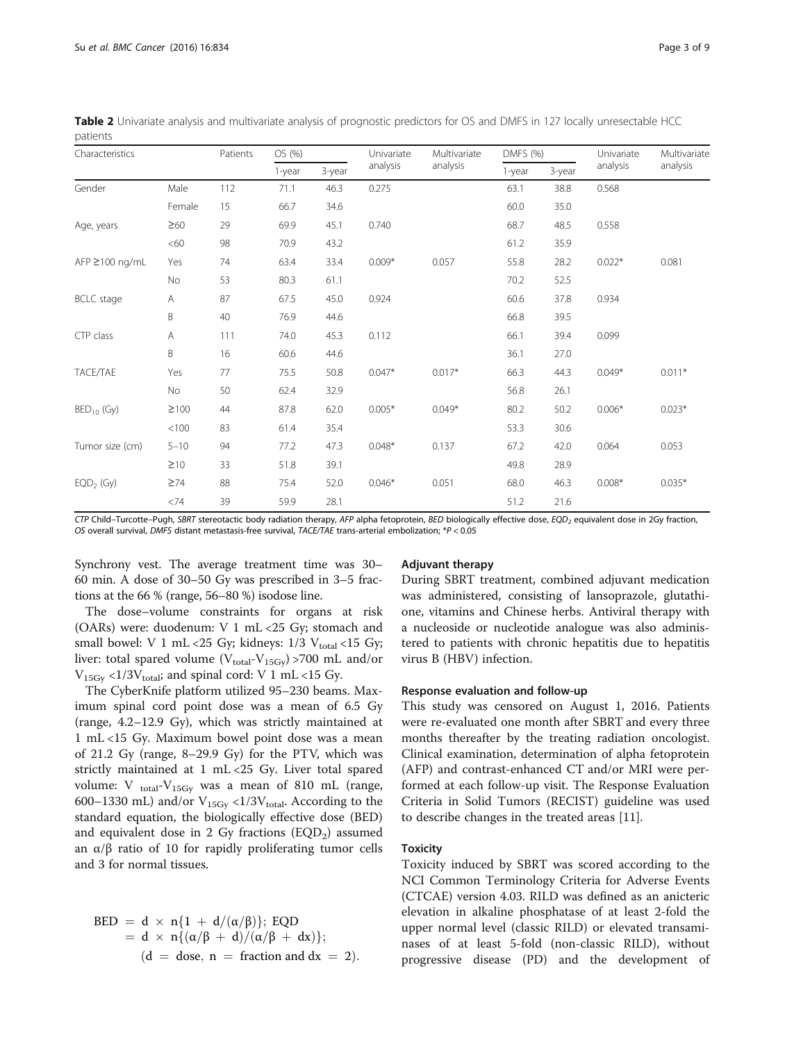**Table 2** Univariate analysis and multivariate analysis of prognostic predictors for OS and DMFS in 127 locally unresectable HCC patients

| Characteristics | | Patients | OS (%) | | Univariate analysis | Multivariate analysis | DMFS (%) | | Univariate analysis | Multivariate analysis |
|---|---|---|---|---|---|---|---|---|---|---|
| | | | 1-year | 3-year | | | 1-year | 3-year | | |
| Gender | Male | 112 | 71.1 | 46.3 | 0.275 | | 63.1 | 38.8 | 0.568 | |
| | Female | 15 | 66.7 | 34.6 | | | 60.0 | 35.0 | | |
| Age, years | ≥60 | 29 | 69.9 | 45.1 | 0.740 | | 68.7 | 48.5 | 0.558 | |
| | <60 | 98 | 70.9 | 43.2 | | | 61.2 | 35.9 | | |
| AFP ≥100 ng/mL | Yes | 74 | 63.4 | 33.4 | 0.009* | 0.057 | 55.8 | 28.2 | 0.022* | 0.081 |
| | No | 53 | 80.3 | 61.1 | | | 70.2 | 52.5 | | |
| BCLC stage | A | 87 | 67.5 | 45.0 | 0.924 | | 60.6 | 37.8 | 0.934 | |
| | B | 40 | 76.9 | 44.6 | | | 66.8 | 39.5 | | |
| CTP class | A | 111 | 74.0 | 45.3 | 0.112 | | 66.1 | 39.4 | 0.099 | |
| | B | 16 | 60.6 | 44.6 | | | 36.1 | 27.0 | | |
| TACE/TAE | Yes | 77 | 75.5 | 50.8 | 0.047* | 0.017* | 66.3 | 44.3 | 0.049* | 0.011* |
| | No | 50 | 62.4 | 32.9 | | | 56.8 | 26.1 | | |
| $BED_{10}$ (Gy) | ≥100 | 44 | 87.8 | 62.0 | 0.005* | 0.049* | 80.2 | 50.2 | 0.006* | 0.023* |
| | <100 | 83 | 61.4 | 35.4 | | | 53.3 | 30.6 | | |
| Tumor size (cm) | 5–10 | 94 | 77.2 | 47.3 | 0.048* | 0.137 | 67.2 | 42.0 | 0.064 | 0.053 |
| | ≥10 | 33 | 51.8 | 39.1 | | | 49.8 | 28.9 | | |
| $EQD_2$ (Gy) | ≥74 | 88 | 75.4 | 52.0 | 0.046* | 0.051 | 68.0 | 46.3 | 0.008* | 0.035* |
| | <74 | 39 | 59.9 | 28.1 | | | 51.2 | 21.6 | | |

*CTP* Child–Turcotte–Pugh, *SBRT* stereotactic body radiation therapy, *AFP* alpha fetoprotein, *BED* biologically effective dose, *$EQD_2$* equivalent dose in 2Gy fraction, *OS* overall survival, *DMFS* distant metastasis-free survival, *TACE/TAE* trans-arterial embolization; *$P < 0.05$

Synchrony vest. The average treatment time was 30–60 min. A dose of 30–50 Gy was prescribed in 3–5 fractions at the 66 % (range, 56–80 %) isodose line.

The dose–volume constraints for organs at risk (OARs) were: duodenum: V 1 mL <25 Gy; stomach and small bowel: V 1 mL <25 Gy; kidneys: 1/3 $V_{total}$ <15 Gy; liver: total spared volume ($V_{total}$-$V_{15Gy}$) >700 mL and/or $V_{15Gy}$ <1/3$V_{total}$; and spinal cord: V 1 mL <15 Gy.

The CyberKnife platform utilized 95–230 beams. Maximum spinal cord point dose was a mean of 6.5 Gy (range, 4.2–12.9 Gy), which was strictly maintained at 1 mL <15 Gy. Maximum bowel point dose was a mean of 21.2 Gy (range, 8–29.9 Gy) for the PTV, which was strictly maintained at 1 mL <25 Gy. Liver total spared volume: $V_{total}$-$V_{15Gy}$ was a mean of 810 mL (range, 600–1330 mL) and/or $V_{15Gy}$ <1/3$V_{total}$. According to the standard equation, the biologically effective dose (BED) and equivalent dose in 2 Gy fractions ($EQD_2$) assumed an $\alpha/\beta$ ratio of 10 for rapidly proliferating tumor cells and 3 for normal tissues.

$$\begin{aligned} \text{BED} &= d \times n\{1 + d/(\alpha/\beta)\};\ \text{EQD} \\ &= d \times n\{(\alpha/\beta + d)/(\alpha/\beta + dx)\}; \\ &\quad (d = \text{dose},\ n = \text{fraction and } dx = 2). \end{aligned}$$

### Adjuvant therapy

During SBRT treatment, combined adjuvant medication was administered, consisting of lansoprazole, glutathione, vitamins and Chinese herbs. Antiviral therapy with a nucleoside or nucleotide analogue was also administered to patients with chronic hepatitis due to hepatitis virus B (HBV) infection.

### Response evaluation and follow-up

This study was censored on August 1, 2016. Patients were re-evaluated one month after SBRT and every three months thereafter by the treating radiation oncologist. Clinical examination, determination of alpha fetoprotein (AFP) and contrast-enhanced CT and/or MRI were performed at each follow-up visit. The Response Evaluation Criteria in Solid Tumors (RECIST) guideline was used to describe changes in the treated areas [11].

### Toxicity

Toxicity induced by SBRT was scored according to the NCI Common Terminology Criteria for Adverse Events (CTCAE) version 4.03. RILD was defined as an anicteric elevation in alkaline phosphatase of at least 2-fold the upper normal level (classic RILD) or elevated transaminases of at least 5-fold (non-classic RILD), without progressive disease (PD) and the development of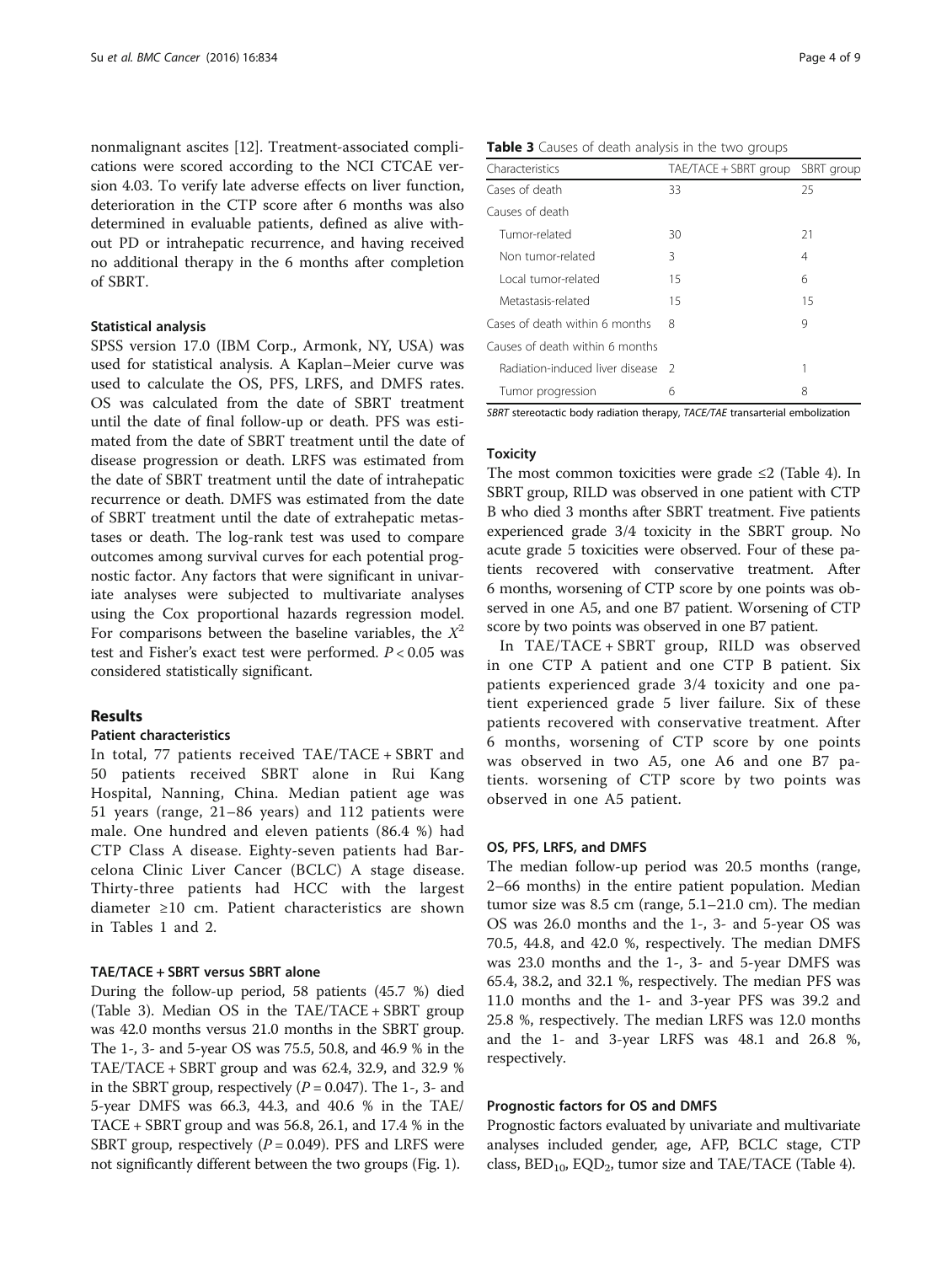nonmalignant ascites [12]. Treatment-associated complications were scored according to the NCI CTCAE version 4.03. To verify late adverse effects on liver function, deterioration in the CTP score after 6 months was also determined in evaluable patients, defined as alive without PD or intrahepatic recurrence, and having received no additional therapy in the 6 months after completion of SBRT.

### Statistical analysis

SPSS version 17.0 (IBM Corp., Armonk, NY, USA) was used for statistical analysis. A Kaplan–Meier curve was used to calculate the OS, PFS, LRFS, and DMFS rates. OS was calculated from the date of SBRT treatment until the date of final follow-up or death. PFS was estimated from the date of SBRT treatment until the date of disease progression or death. LRFS was estimated from the date of SBRT treatment until the date of intrahepatic recurrence or death. DMFS was estimated from the date of SBRT treatment until the date of extrahepatic metastases or death. The log-rank test was used to compare outcomes among survival curves for each potential prognostic factor. Any factors that were significant in univariate analyses were subjected to multivariate analyses using the Cox proportional hazards regression model. For comparisons between the baseline variables, the $X^2$ test and Fisher's exact test were performed. $P < 0.05$ was considered statistically significant.

## Results

### Patient characteristics

In total, 77 patients received TAE/TACE + SBRT and 50 patients received SBRT alone in Rui Kang Hospital, Nanning, China. Median patient age was 51 years (range, 21–86 years) and 112 patients were male. One hundred and eleven patients (86.4 %) had CTP Class A disease. Eighty-seven patients had Barcelona Clinic Liver Cancer (BCLC) A stage disease. Thirty-three patients had HCC with the largest diameter ≥10 cm. Patient characteristics are shown in Tables 1 and 2.

### TAE/TACE + SBRT versus SBRT alone

During the follow-up period, 58 patients (45.7 %) died (Table 3). Median OS in the TAE/TACE + SBRT group was 42.0 months versus 21.0 months in the SBRT group. The 1-, 3- and 5-year OS was 75.5, 50.8, and 46.9 % in the TAE/TACE + SBRT group and was 62.4, 32.9, and 32.9 % in the SBRT group, respectively ($P = 0.047$). The 1-, 3- and 5-year DMFS was 66.3, 44.3, and 40.6 % in the TAE/TACE + SBRT group and was 56.8, 26.1, and 17.4 % in the SBRT group, respectively ($P = 0.049$). PFS and LRFS were not significantly different between the two groups (Fig. 1).

**Table 3** Causes of death analysis in the two groups

| Characteristics | TAE/TACE + SBRT group | SBRT group |
|---|---|---|
| Cases of death | 33 | 25 |
| Causes of death | | |
| Tumor-related | 30 | 21 |
| Non tumor-related | 3 | 4 |
| Local tumor-related | 15 | 6 |
| Metastasis-related | 15 | 15 |
| Cases of death within 6 months | 8 | 9 |
| Causes of death within 6 months | | |
| Radiation-induced liver disease | 2 | 1 |
| Tumor progression | 6 | 8 |

*SBRT* stereotactic body radiation therapy, *TACE/TAE* transarterial embolization

### Toxicity

The most common toxicities were grade ≤2 (Table 4). In SBRT group, RILD was observed in one patient with CTP B who died 3 months after SBRT treatment. Five patients experienced grade 3/4 toxicity in the SBRT group. No acute grade 5 toxicities were observed. Four of these patients recovered with conservative treatment. After 6 months, worsening of CTP score by one points was observed in one A5, and one B7 patient. Worsening of CTP score by two points was observed in one B7 patient.

In TAE/TACE + SBRT group, RILD was observed in one CTP A patient and one CTP B patient. Six patients experienced grade 3/4 toxicity and one patient experienced grade 5 liver failure. Six of these patients recovered with conservative treatment. After 6 months, worsening of CTP score by one points was observed in two A5, one A6 and one B7 patients. worsening of CTP score by two points was observed in one A5 patient.

### OS, PFS, LRFS, and DMFS

The median follow-up period was 20.5 months (range, 2–66 months) in the entire patient population. Median tumor size was 8.5 cm (range, 5.1–21.0 cm). The median OS was 26.0 months and the 1-, 3- and 5-year OS was 70.5, 44.8, and 42.0 %, respectively. The median DMFS was 23.0 months and the 1-, 3- and 5-year DMFS was 65.4, 38.2, and 32.1 %, respectively. The median PFS was 11.0 months and the 1- and 3-year PFS was 39.2 and 25.8 %, respectively. The median LRFS was 12.0 months and the 1- and 3-year LRFS was 48.1 and 26.8 %, respectively.

### Prognostic factors for OS and DMFS

Prognostic factors evaluated by univariate and multivariate analyses included gender, age, AFP, BCLC stage, CTP class, $BED_{10}$, $EQD_2$, tumor size and TAE/TACE (Table 4).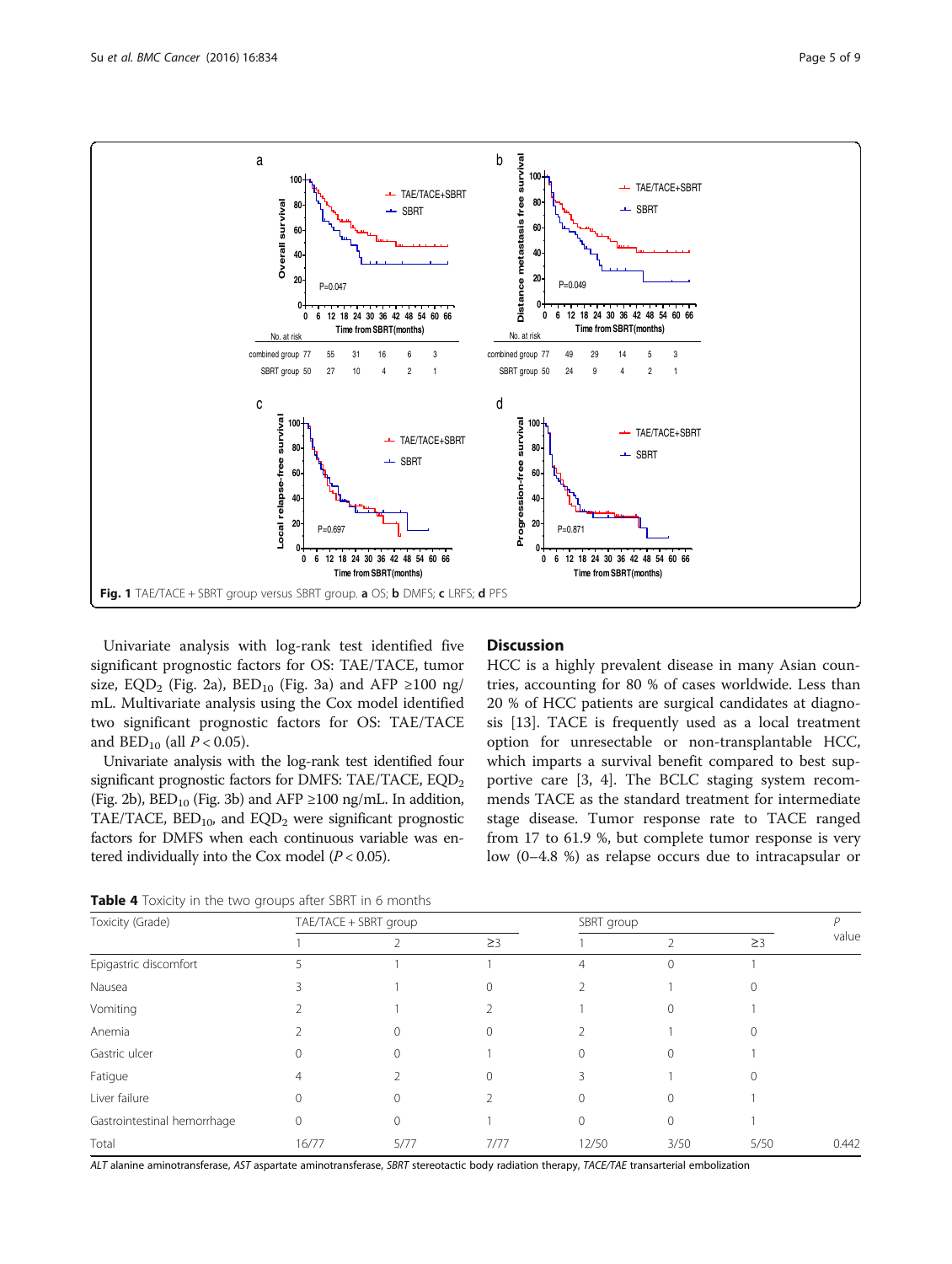Fig. 1 TAE/TACE + SBRT group versus SBRT group. **a** OS; **b** DMFS; **c** LRFS; **d** PFS

Univariate analysis with log-rank test identified five significant prognostic factors for OS: TAE/TACE, tumor size, $EQD_2$ (Fig. 2a), $BED_{10}$ (Fig. 3a) and AFP ≥100 ng/mL. Multivariate analysis using the Cox model identified two significant prognostic factors for OS: TAE/TACE and $BED_{10}$ (all $P < 0.05$).

Univariate analysis with the log-rank test identified four significant prognostic factors for DMFS: TAE/TACE, $EQD_2$ (Fig. 2b), $BED_{10}$ (Fig. 3b) and AFP ≥100 ng/mL. In addition, TAE/TACE, $BED_{10}$, and $EQD_2$ were significant prognostic factors for DMFS when each continuous variable was entered individually into the Cox model ($P < 0.05$).

## Discussion

HCC is a highly prevalent disease in many Asian countries, accounting for 80 % of cases worldwide. Less than 20 % of HCC patients are surgical candidates at diagnosis [13]. TACE is frequently used as a local treatment option for unresectable or non-transplantable HCC, which imparts a survival benefit compared to best supportive care [3, 4]. The BCLC staging system recommends TACE as the standard treatment for intermediate stage disease. Tumor response rate to TACE ranged from 17 to 61.9 %, but complete tumor response is very low (0–4.8 %) as relapse occurs due to intracapsular or

**Table 4** Toxicity in the two groups after SBRT in 6 months

| Toxicity (Grade) | TAE/TACE + SBRT group | | | SBRT group | | | P value |
|---|---|---|---|---|---|---|---|
| | 1 | 2 | ≥3 | 1 | 2 | ≥3 | |
| Epigastric discomfort | 5 | 1 | 1 | 4 | 0 | 1 | |
| Nausea | 3 | 1 | 0 | 2 | 1 | 0 | |
| Vomiting | 2 | 1 | 2 | 1 | 0 | 1 | |
| Anemia | 2 | 0 | 0 | 2 | 1 | 0 | |
| Gastric ulcer | 0 | 0 | 1 | 0 | 0 | 1 | |
| Fatigue | 4 | 2 | 0 | 3 | 1 | 0 | |
| Liver failure | 0 | 0 | 2 | 0 | 0 | 1 | |
| Gastrointestinal hemorrhage | 0 | 0 | 1 | 0 | 0 | 1 | |
| Total | 16/77 | 5/77 | 7/77 | 12/50 | 3/50 | 5/50 | 0.442 |

*ALT* alanine aminotransferase, *AST* aspartate aminotransferase, *SBRT* stereotactic body radiation therapy, *TACE/TAE* transarterial embolization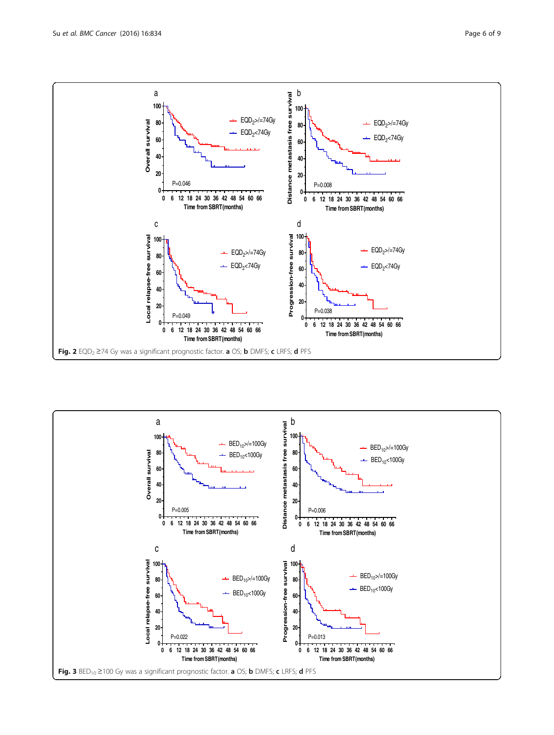**Fig. 2** $EQD_2$ ≥74 Gy was a significant prognostic factor. **a** OS; **b** DMFS; **c** LRFS; **d** PFS

**Fig. 3** $BED_{10}$ ≥100 Gy was a significant prognostic factor. **a** OS; **b** DMFS; **c** LRFS; **d** PFS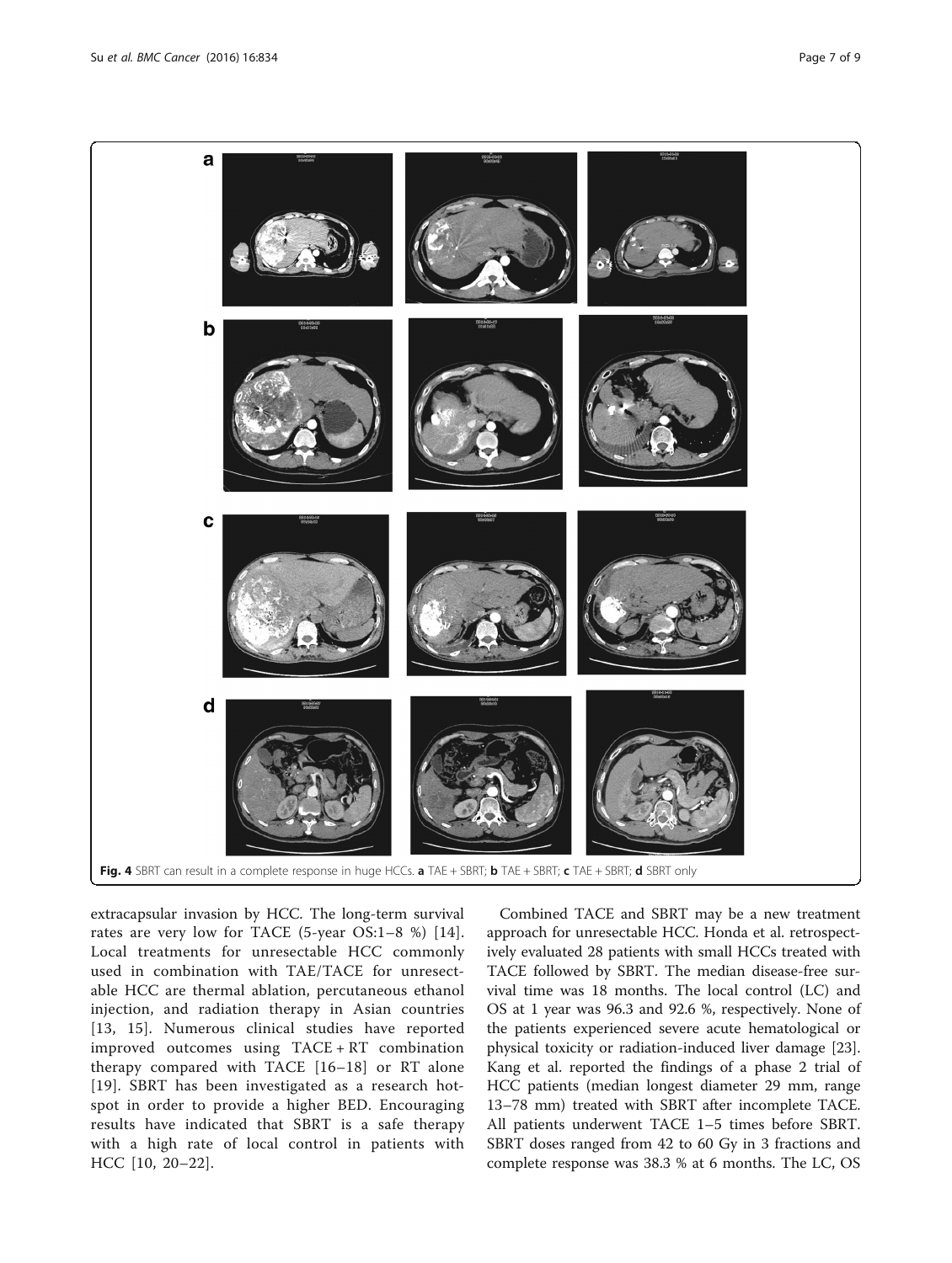**Fig. 4** SBRT can result in a complete response in huge HCCs. **a** TAE + SBRT; **b** TAE + SBRT; **c** TAE + SBRT; **d** SBRT only

extracapsular invasion by HCC. The long-term survival rates are very low for TACE (5-year OS:1–8 %) [14]. Local treatments for unresectable HCC commonly used in combination with TAE/TACE for unresectable HCC are thermal ablation, percutaneous ethanol injection, and radiation therapy in Asian countries [13, 15]. Numerous clinical studies have reported improved outcomes using TACE + RT combination therapy compared with TACE [16–18] or RT alone [19]. SBRT has been investigated as a research hotspot in order to provide a higher BED. Encouraging results have indicated that SBRT is a safe therapy with a high rate of local control in patients with HCC [10, 20–22].

Combined TACE and SBRT may be a new treatment approach for unresectable HCC. Honda et al. retrospectively evaluated 28 patients with small HCCs treated with TACE followed by SBRT. The median disease-free survival time was 18 months. The local control (LC) and OS at 1 year was 96.3 and 92.6 %, respectively. None of the patients experienced severe acute hematological or physical toxicity or radiation-induced liver damage [23]. Kang et al. reported the findings of a phase 2 trial of HCC patients (median longest diameter 29 mm, range 13–78 mm) treated with SBRT after incomplete TACE. All patients underwent TACE 1–5 times before SBRT. SBRT doses ranged from 42 to 60 Gy in 3 fractions and complete response was 38.3 % at 6 months. The LC, OS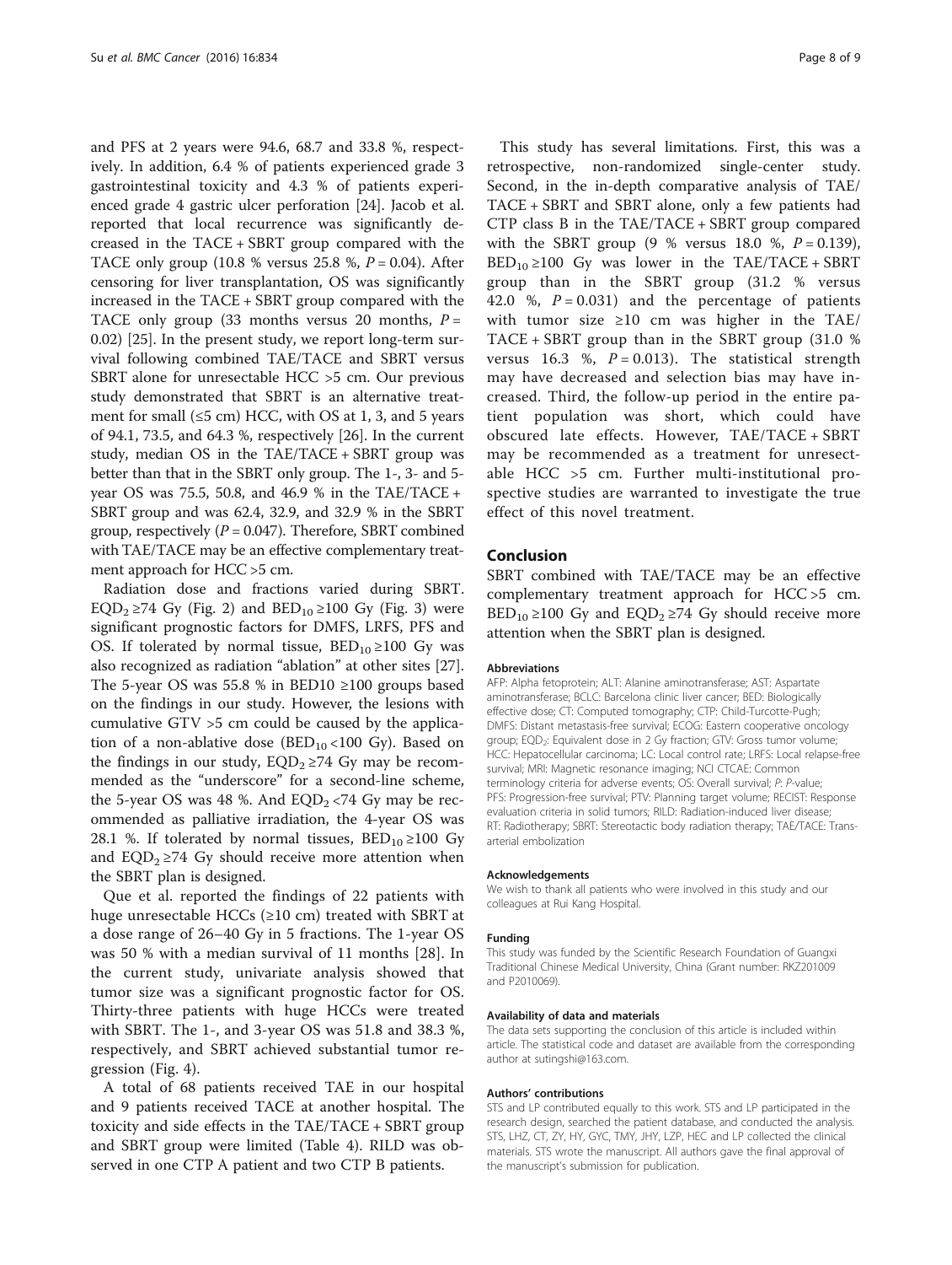and PFS at 2 years were 94.6, 68.7 and 33.8 %, respectively. In addition, 6.4 % of patients experienced grade 3 gastrointestinal toxicity and 4.3 % of patients experienced grade 4 gastric ulcer perforation [24]. Jacob et al. reported that local recurrence was significantly decreased in the TACE + SBRT group compared with the TACE only group (10.8 % versus 25.8 %, $P = 0.04$). After censoring for liver transplantation, OS was significantly increased in the TACE + SBRT group compared with the TACE only group (33 months versus 20 months, $P = 0.02$) [25]. In the present study, we report long-term survival following combined TAE/TACE and SBRT versus SBRT alone for unresectable HCC >5 cm. Our previous study demonstrated that SBRT is an alternative treatment for small (≤5 cm) HCC, with OS at 1, 3, and 5 years of 94.1, 73.5, and 64.3 %, respectively [26]. In the current study, median OS in the TAE/TACE + SBRT group was better than that in the SBRT only group. The 1-, 3- and 5-year OS was 75.5, 50.8, and 46.9 % in the TAE/TACE + SBRT group and was 62.4, 32.9, and 32.9 % in the SBRT group, respectively ($P = 0.047$). Therefore, SBRT combined with TAE/TACE may be an effective complementary treatment approach for HCC >5 cm.

Radiation dose and fractions varied during SBRT. $EQD_2$ ≥74 Gy (Fig. 2) and $BED_{10}$ ≥100 Gy (Fig. 3) were significant prognostic factors for DMFS, LRFS, PFS and OS. If tolerated by normal tissue, $BED_{10}$ ≥100 Gy was also recognized as radiation "ablation" at other sites [27]. The 5-year OS was 55.8 % in BED10 ≥100 groups based on the findings in our study. However, the lesions with cumulative GTV >5 cm could be caused by the application of a non-ablative dose ($BED_{10}$ <100 Gy). Based on the findings in our study, $EQD_2$ ≥74 Gy may be recommended as the "underscore" for a second-line scheme, the 5-year OS was 48 %. And $EQD_2$ <74 Gy may be recommended as palliative irradiation, the 4-year OS was 28.1 %. If tolerated by normal tissues, $BED_{10}$ ≥100 Gy and $EQD_2$ ≥74 Gy should receive more attention when the SBRT plan is designed.

Que et al. reported the findings of 22 patients with huge unresectable HCCs (≥10 cm) treated with SBRT at a dose range of 26–40 Gy in 5 fractions. The 1-year OS was 50 % with a median survival of 11 months [28]. In the current study, univariate analysis showed that tumor size was a significant prognostic factor for OS. Thirty-three patients with huge HCCs were treated with SBRT. The 1-, and 3-year OS was 51.8 and 38.3 %, respectively, and SBRT achieved substantial tumor regression (Fig. 4).

A total of 68 patients received TAE in our hospital and 9 patients received TACE at another hospital. The toxicity and side effects in the TAE/TACE + SBRT group and SBRT group were limited (Table 4). RILD was observed in one CTP A patient and two CTP B patients.

This study has several limitations. First, this was a retrospective, non-randomized single-center study. Second, in the in-depth comparative analysis of TAE/TACE + SBRT and SBRT alone, only a few patients had CTP class B in the TAE/TACE + SBRT group compared with the SBRT group (9 % versus 18.0 %, $P = 0.139$), $BED_{10}$ ≥100 Gy was lower in the TAE/TACE + SBRT group than in the SBRT group (31.2 % versus 42.0 %, $P = 0.031$) and the percentage of patients with tumor size ≥10 cm was higher in the TAE/TACE + SBRT group than in the SBRT group (31.0 % versus 16.3 %, $P = 0.013$). The statistical strength may have decreased and selection bias may have increased. Third, the follow-up period in the entire patient population was short, which could have obscured late effects. However, TAE/TACE + SBRT may be recommended as a treatment for unresectable HCC >5 cm. Further multi-institutional prospective studies are warranted to investigate the true effect of this novel treatment.

## Conclusion

SBRT combined with TAE/TACE may be an effective complementary treatment approach for HCC >5 cm. $BED_{10}$ ≥100 Gy and $EQD_2$ ≥74 Gy should receive more attention when the SBRT plan is designed.

#### Abbreviations

AFP: Alpha fetoprotein; ALT: Alanine aminotransferase; AST: Aspartate aminotransferase; BCLC: Barcelona clinic liver cancer; BED: Biologically effective dose; CT: Computed tomography; CTP: Child-Turcotte-Pugh; DMFS: Distant metastasis-free survival; ECOG: Eastern cooperative oncology group; $EQD_2$: Equivalent dose in 2 Gy fraction; GTV: Gross tumor volume; HCC: Hepatocellular carcinoma; LC: Local control rate; LRFS: Local relapse-free survival; MRI: Magnetic resonance imaging; NCI CTCAE: Common terminology criteria for adverse events; OS: Overall survival; P: P-value; PFS: Progression-free survival; PTV: Planning target volume; RECIST: Response evaluation criteria in solid tumors; RILD: Radiation-induced liver disease; RT: Radiotherapy; SBRT: Stereotactic body radiation therapy; TAE/TACE: Trans-arterial embolization

#### Acknowledgements

We wish to thank all patients who were involved in this study and our colleagues at Rui Kang Hospital.

#### Funding

This study was funded by the Scientific Research Foundation of Guangxi Traditional Chinese Medical University, China (Grant number: RKZ201009 and P2010069).

#### Availability of data and materials

The data sets supporting the conclusion of this article is included within article. The statistical code and dataset are available from the corresponding author at sutingshi@163.com.

#### Authors' contributions

STS and LP contributed equally to this work. STS and LP participated in the research design, searched the patient database, and conducted the analysis. STS, LHZ, CT, ZY, HY, GYC, TMY, JHY, LZP, HEC and LP collected the clinical materials. STS wrote the manuscript. All authors gave the final approval of the manuscript's submission for publication.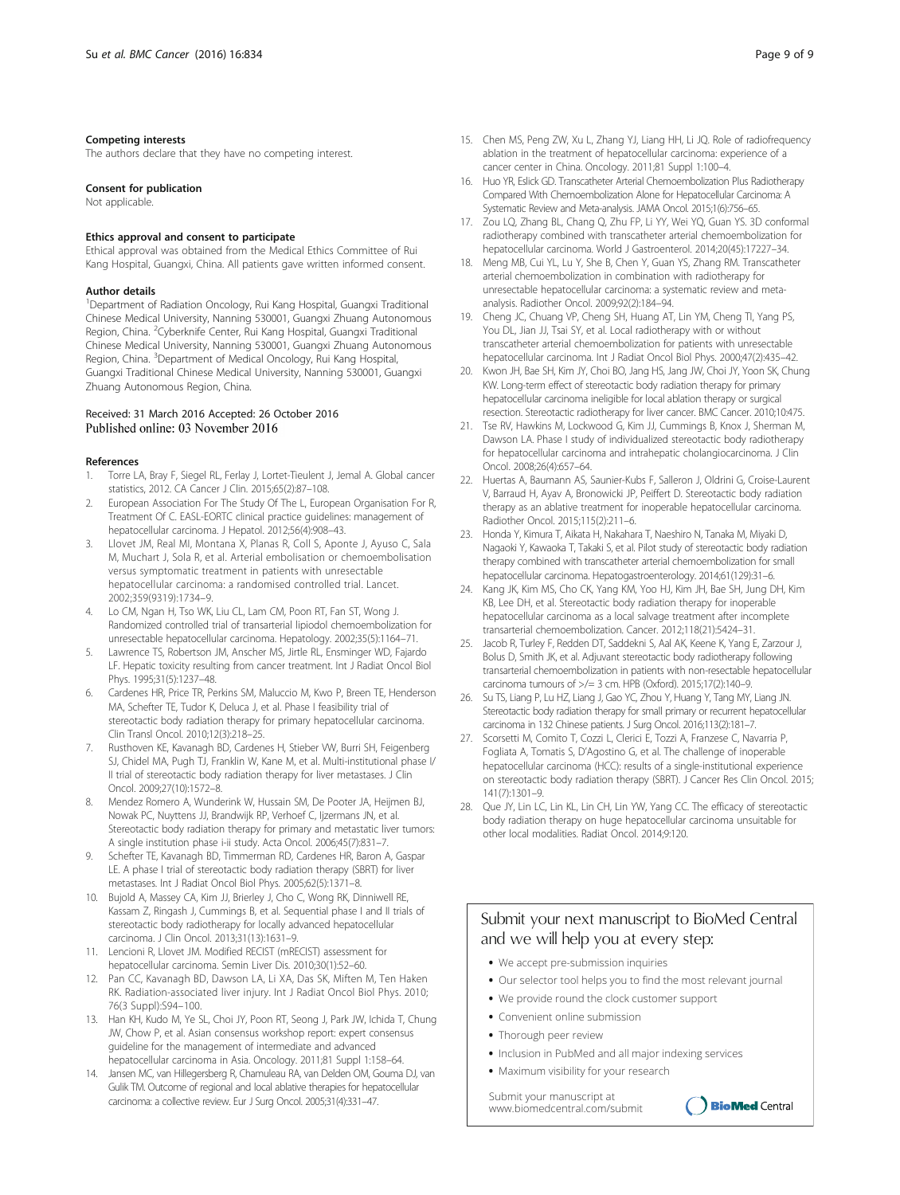### Competing interests

The authors declare that they have no competing interest.

### Consent for publication

Not applicable.

### Ethics approval and consent to participate

Ethical approval was obtained from the Medical Ethics Committee of Rui Kang Hospital, Guangxi, China. All patients gave written informed consent.

### Author details

[1]Department of Radiation Oncology, Rui Kang Hospital, Guangxi Traditional Chinese Medical University, Nanning 530001, Guangxi Zhuang Autonomous Region, China. [2]Cyberknife Center, Rui Kang Hospital, Guangxi Traditional Chinese Medical University, Nanning 530001, Guangxi Zhuang Autonomous Region, China. [3]Department of Medical Oncology, Rui Kang Hospital, Guangxi Traditional Chinese Medical University, Nanning 530001, Guangxi Zhuang Autonomous Region, China.

Received: 31 March 2016 Accepted: 26 October 2016
Published online: 03 November 2016

### References

1. Torre LA, Bray F, Siegel RL, Ferlay J, Lortet-Tieulent J, Jemal A. Global cancer statistics, 2012. CA Cancer J Clin. 2015;65(2):87–108.
2. European Association For The Study Of The L, European Organisation For R, Treatment Of C. EASL-EORTC clinical practice guidelines: management of hepatocellular carcinoma. J Hepatol. 2012;56(4):908–43.
3. Llovet JM, Real MI, Montana X, Planas R, Coll S, Aponte J, Ayuso C, Sala M, Muchart J, Sola R, et al. Arterial embolisation or chemoembolisation versus symptomatic treatment in patients with unresectable hepatocellular carcinoma: a randomised controlled trial. Lancet. 2002;359(9319):1734–9.
4. Lo CM, Ngan H, Tso WK, Liu CL, Lam CM, Poon RT, Fan ST, Wong J. Randomized controlled trial of transarterial lipiodol chemoembolization for unresectable hepatocellular carcinoma. Hepatology. 2002;35(5):1164–71.
5. Lawrence TS, Robertson JM, Anscher MS, Jirtle RL, Ensminger WD, Fajardo LF. Hepatic toxicity resulting from cancer treatment. Int J Radiat Oncol Biol Phys. 1995;31(5):1237–48.
6. Cardenes HR, Price TR, Perkins SM, Maluccio M, Kwo P, Breen TE, Henderson MA, Schefter TE, Tudor K, Deluca J, et al. Phase I feasibility trial of stereotactic body radiation therapy for primary hepatocellular carcinoma. Clin Transl Oncol. 2010;12(3):218–25.
7. Rusthoven KE, Kavanagh BD, Cardenes H, Stieber VW, Burri SH, Feigenberg SJ, Chidel MA, Pugh TJ, Franklin W, Kane M, et al. Multi-institutional phase I/II trial of stereotactic body radiation therapy for liver metastases. J Clin Oncol. 2009;27(10):1572–8.
8. Mendez Romero A, Wunderink W, Hussain SM, De Pooter JA, Heijmen BJ, Nowak PC, Nuyttens JJ, Brandwijk RP, Verhoef C, Ijzermans JN, et al. Stereotactic body radiation therapy for primary and metastatic liver tumors: A single institution phase i-ii study. Acta Oncol. 2006;45(7):831–7.
9. Schefter TE, Kavanagh BD, Timmerman RD, Cardenes HR, Baron A, Gaspar LE. A phase I trial of stereotactic body radiation therapy (SBRT) for liver metastases. Int J Radiat Oncol Biol Phys. 2005;62(5):1371–8.
10. Bujold A, Massey CA, Kim JJ, Brierley J, Cho C, Wong RK, Dinniwell RE, Kassam Z, Ringash J, Cummings B, et al. Sequential phase I and II trials of stereotactic body radiotherapy for locally advanced hepatocellular carcinoma. J Clin Oncol. 2013;31(13):1631–9.
11. Lencioni R, Llovet JM. Modified RECIST (mRECIST) assessment for hepatocellular carcinoma. Semin Liver Dis. 2010;30(1):52–60.
12. Pan CC, Kavanagh BD, Dawson LA, Li XA, Das SK, Miften M, Ten Haken RK. Radiation-associated liver injury. Int J Radiat Oncol Biol Phys. 2010; 76(3 Suppl):S94–100.
13. Han KH, Kudo M, Ye SL, Choi JY, Poon RT, Seong J, Park JW, Ichida T, Chung JW, Chow P, et al. Asian consensus workshop report: expert consensus guideline for the management of intermediate and advanced hepatocellular carcinoma in Asia. Oncology. 2011;81 Suppl 1:158–64.
14. Jansen MC, van Hillegersberg R, Chamuleau RA, van Delden OM, Gouma DJ, van Gulik TM. Outcome of regional and local ablative therapies for hepatocellular carcinoma: a collective review. Eur J Surg Oncol. 2005;31(4):331–47.
15. Chen MS, Peng ZW, Xu L, Zhang YJ, Liang HH, Li JQ. Role of radiofrequency ablation in the treatment of hepatocellular carcinoma: experience of a cancer center in China. Oncology. 2011;81 Suppl 1:100–4.
16. Huo YR, Eslick GD. Transcatheter Arterial Chemoembolization Plus Radiotherapy Compared With Chemoembolization Alone for Hepatocellular Carcinoma: A Systematic Review and Meta-analysis. JAMA Oncol. 2015;1(6):756–65.
17. Zou LQ, Zhang BL, Chang Q, Zhu FP, Li YY, Wei YQ, Guan YS. 3D conformal radiotherapy combined with transcatheter arterial chemoembolization for hepatocellular carcinoma. World J Gastroenterol. 2014;20(45):17227–34.
18. Meng MB, Cui YL, Lu Y, She B, Chen Y, Guan YS, Zhang RM. Transcatheter arterial chemoembolization in combination with radiotherapy for unresectable hepatocellular carcinoma: a systematic review and meta-analysis. Radiother Oncol. 2009;92(2):184–94.
19. Cheng JC, Chuang VP, Cheng SH, Huang AT, Lin YM, Cheng TI, Yang PS, You DL, Jian JJ, Tsai SY, et al. Local radiotherapy with or without transcatheter arterial chemoembolization for patients with unresectable hepatocellular carcinoma. Int J Radiat Oncol Biol Phys. 2000;47(2):435–42.
20. Kwon JH, Bae SH, Kim JY, Choi BO, Jang HS, Jang JW, Choi JY, Yoon SK, Chung KW. Long-term effect of stereotactic body radiation therapy for primary hepatocellular carcinoma ineligible for local ablation therapy or surgical resection. Stereotactic radiotherapy for liver cancer. BMC Cancer. 2010;10:475.
21. Tse RV, Hawkins M, Lockwood G, Kim JJ, Cummings B, Knox J, Sherman M, Dawson LA. Phase I study of individualized stereotactic body radiotherapy for hepatocellular carcinoma and intrahepatic cholangiocarcinoma. J Clin Oncol. 2008;26(4):657–64.
22. Huertas A, Baumann AS, Saunier-Kubs F, Salleron J, Oldrini G, Croise-Laurent V, Barraud H, Ayav A, Bronowicki JP, Peiffert D. Stereotactic body radiation therapy as an ablative treatment for inoperable hepatocellular carcinoma. Radiother Oncol. 2015;115(2):211–6.
23. Honda Y, Kimura T, Aikata H, Nakahara T, Naeshiro N, Tanaka M, Miyaki D, Nagaoki Y, Kawaoka T, Takaki S, et al. Pilot study of stereotactic body radiation therapy combined with transcatheter arterial chemoembolization for small hepatocellular carcinoma. Hepatogastroenterology. 2014;61(129):31–6.
24. Kang JK, Kim MS, Cho CK, Yang KM, Yoo HJ, Kim JH, Bae SH, Jung DH, Kim KB, Lee DH, et al. Stereotactic body radiation therapy for inoperable hepatocellular carcinoma as a local salvage treatment after incomplete transarterial chemoembolization. Cancer. 2012;118(21):5424–31.
25. Jacob R, Turley F, Redden DT, Saddekni S, Aal AK, Keene K, Yang E, Zarzour J, Bolus D, Smith JK, et al. Adjuvant stereotactic body radiotherapy following transarterial chemoembolization in patients with non-resectable hepatocellular carcinoma tumours of >/= 3 cm. HPB (Oxford). 2015;17(2):140–9.
26. Su TS, Liang P, Lu HZ, Liang J, Gao YC, Zhou Y, Huang Y, Tang MY, Liang JN. Stereotactic body radiation therapy for small primary or recurrent hepatocellular carcinoma in 132 Chinese patients. J Surg Oncol. 2016;113(2):181–7.
27. Scorsetti M, Comito T, Cozzi L, Clerici E, Tozzi A, Franzese C, Navarria P, Fogliata A, Tomatis S, D'Agostino G, et al. The challenge of inoperable hepatocellular carcinoma (HCC): results of a single-institutional experience on stereotactic body radiation therapy (SBRT). J Cancer Res Clin Oncol. 2015; 141(7):1301–9.
28. Que JY, Lin LC, Lin KL, Lin CH, Lin YW, Yang CC. The efficacy of stereotactic body radiation therapy on huge hepatocellular carcinoma unsuitable for other local modalities. Radiat Oncol. 2014;9:120.

Submit your next manuscript to BioMed Central and we will help you at every step:

- We accept pre-submission inquiries
- Our selector tool helps you to find the most relevant journal
- We provide round the clock customer support
- Convenient online submission
- Thorough peer review
- Inclusion in PubMed and all major indexing services
- Maximum visibility for your research

Submit your manuscript at
www.biomedcentral.com/submit

BioMed Central